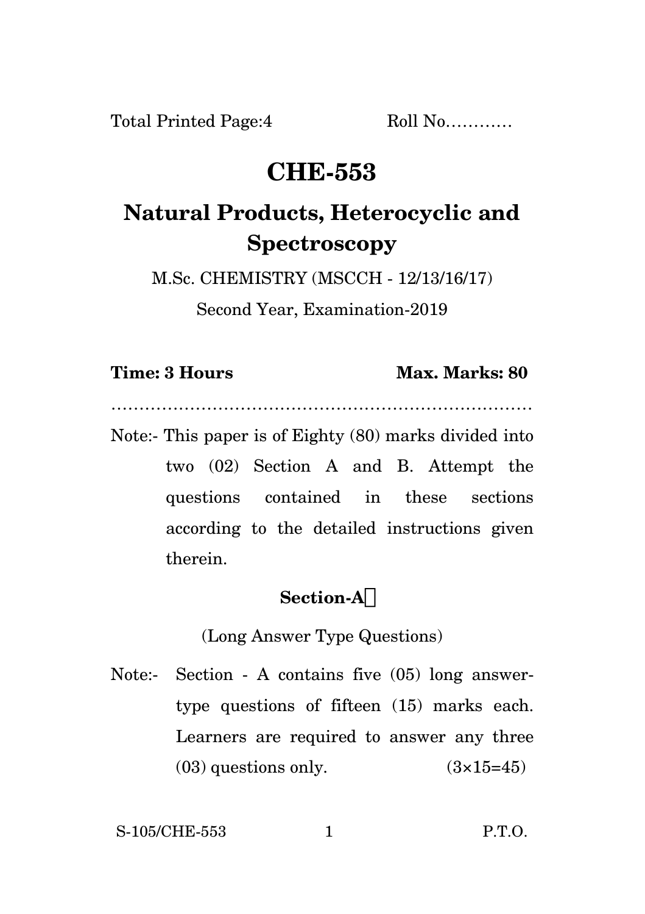Total Printed Page:4 Roll No…………

# CHE-553

## Natural Products, Heterocyclic and Spectroscopy

M.Sc. CHEMISTRY (MSCCH - 12/13/16/17)

Second Year, Examination-2019

**Time: 3 Hours** **Max. Marks: 80**

…………………………………………………………………

Note:- This paper is of Eighty (80) marks divided into two (02) Section A and B. Attempt the questions contained in these sections according to the detailed instructions given therein.

### Section-A

(Long Answer Type Questions)

Note:- Section - A contains five (05) long answer-type questions of fifteen (15) marks each. Learners are required to answer any three (03) questions only. (3×15=45)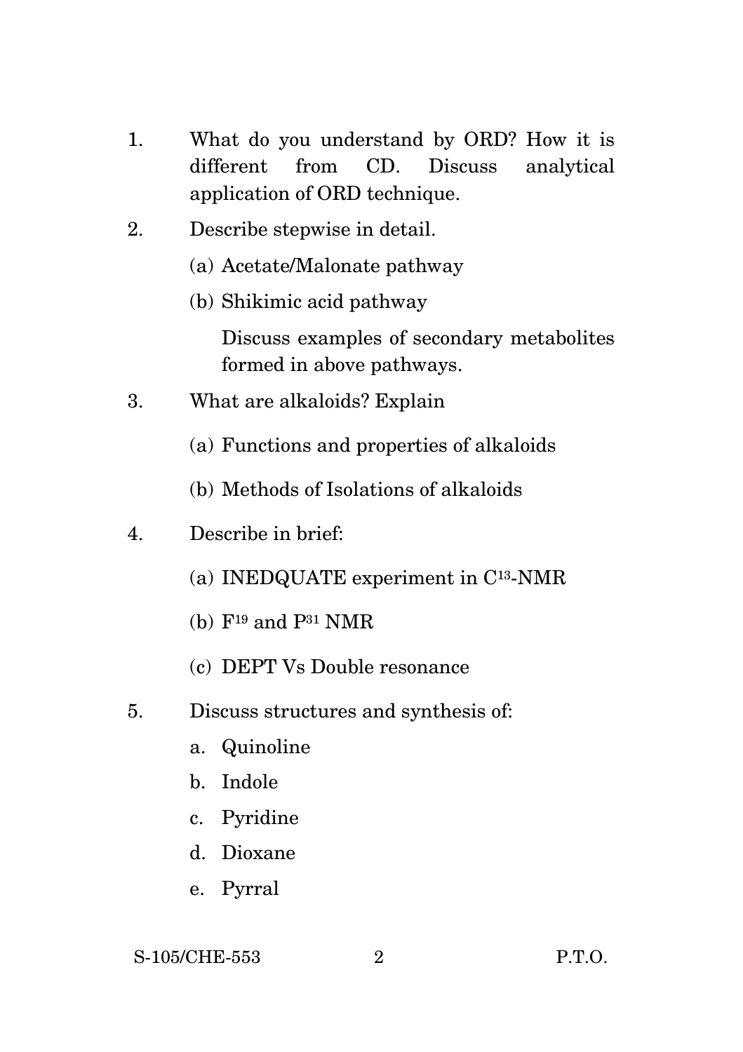1. What do you understand by ORD? How it is different from CD. Discuss analytical application of ORD technique.

2. Describe stepwise in detail.

   (a) Acetate/Malonate pathway

   (b) Shikimic acid pathway

   Discuss examples of secondary metabolites formed in above pathways.

3. What are alkaloids? Explain

   (a) Functions and properties of alkaloids

   (b) Methods of Isolations of alkaloids

4. Describe in brief:

   (a) INEDQUATE experiment in $C^{13}$-NMR

   (b) $F^{19}$ and $P^{31}$ NMR

   (c) DEPT Vs Double resonance

5. Discuss structures and synthesis of:

   a. Quinoline

   b. Indole

   c. Pyridine

   d. Dioxane

   e. Pyrral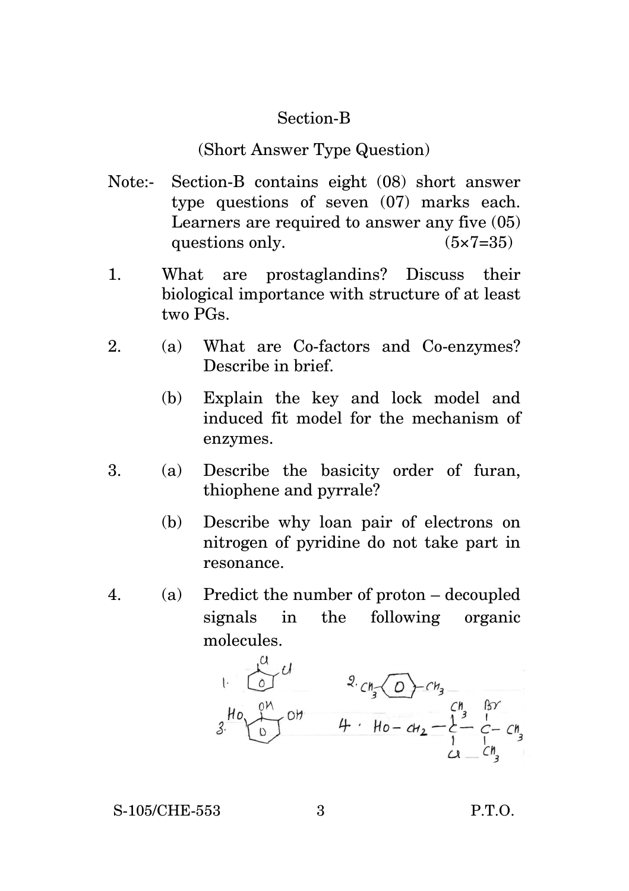## Section-B

### (Short Answer Type Question)

Note:- Section-B contains eight (08) short answer type questions of seven (07) marks each. Learners are required to answer any five (05) questions only. (5×7=35)

1. What are prostaglandins? Discuss their biological importance with structure of at least two PGs.

2. (a) What are Co-factors and Co-enzymes? Describe in brief.

   (b) Explain the key and lock model and induced fit model for the mechanism of enzymes.

3. (a) Describe the basicity order of furan, thiophene and pyrrale?

   (b) Describe why loan pair of electrons on nitrogen of pyridine do not take part in resonance.

4. (a) Predict the number of proton – decoupled signals in the following organic molecules.

   1. (benzene ring with two Cl substituents on adjacent carbons)
   2. $CH_3-C_6H_4-CH_3$ (para)
   3. (benzene ring with three adjacent OH substituents)
   4. $HO-CH_2-C(CH_3)(Cl)-C(Br)(CH_3)-CH_3$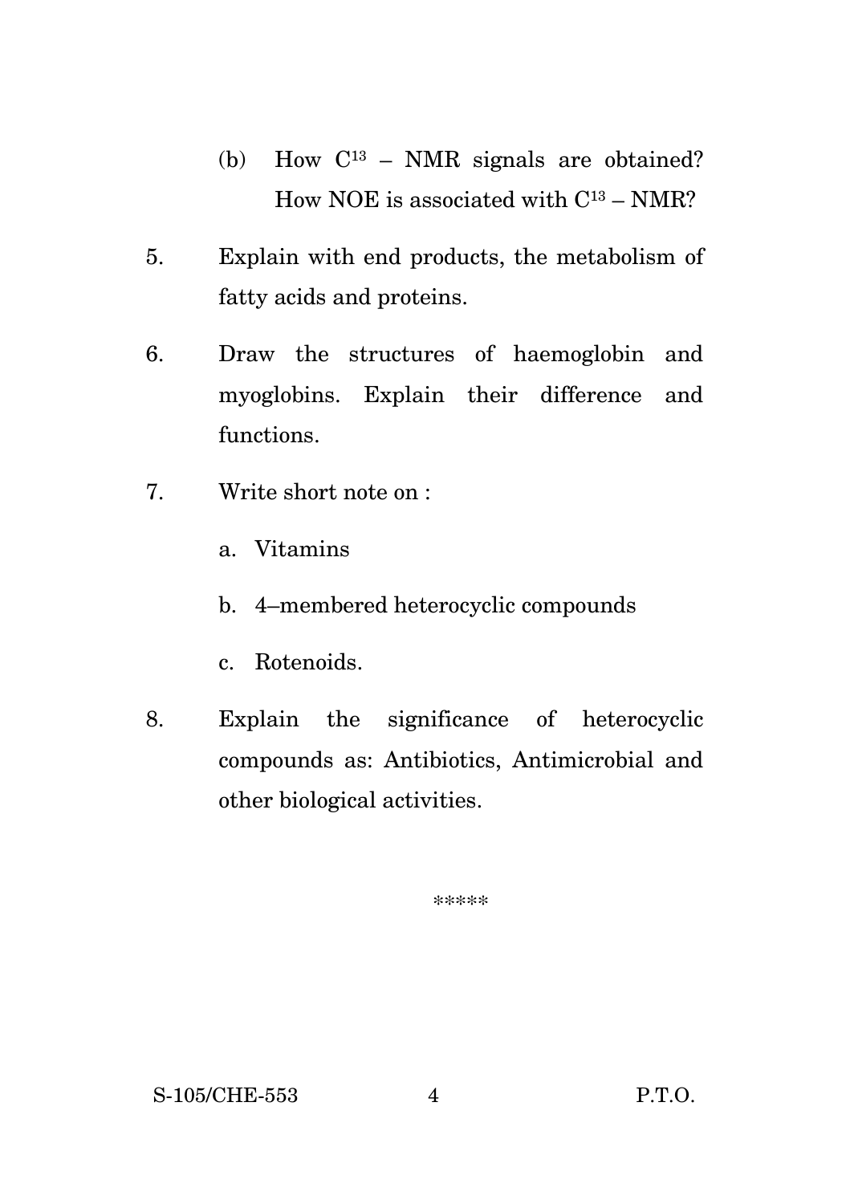(b) How $C^{13}$ – NMR signals are obtained? How NOE is associated with $C^{13}$ – NMR?

5. Explain with end products, the metabolism of fatty acids and proteins.

6. Draw the structures of haemoglobin and myoglobins. Explain their difference and functions.

7. Write short note on :

   a. Vitamins

   b. 4–membered heterocyclic compounds

   c. Rotenoids.

8. Explain the significance of heterocyclic compounds as: Antibiotics, Antimicrobial and other biological activities.

*****